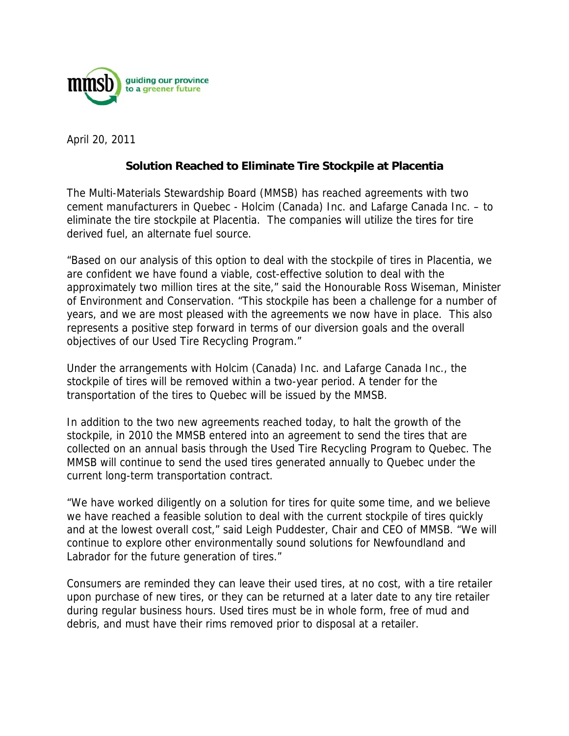mmsb guiding our province to a greener future

April 20, 2011

**Solution Reached to Eliminate Tire Stockpile at Placentia**

The Multi-Materials Stewardship Board (MMSB) has reached agreements with two cement manufacturers in Quebec - Holcim (Canada) Inc. and Lafarge Canada Inc. – to eliminate the tire stockpile at Placentia. The companies will utilize the tires for tire derived fuel, an alternate fuel source.

"Based on our analysis of this option to deal with the stockpile of tires in Placentia, we are confident we have found a viable, cost-effective solution to deal with the approximately two million tires at the site," said the Honourable Ross Wiseman, Minister of Environment and Conservation. "This stockpile has been a challenge for a number of years, and we are most pleased with the agreements we now have in place. This also represents a positive step forward in terms of our diversion goals and the overall objectives of our Used Tire Recycling Program."

Under the arrangements with Holcim (Canada) Inc. and Lafarge Canada Inc., the stockpile of tires will be removed within a two-year period. A tender for the transportation of the tires to Quebec will be issued by the MMSB.

In addition to the two new agreements reached today, to halt the growth of the stockpile, in 2010 the MMSB entered into an agreement to send the tires that are collected on an annual basis through the Used Tire Recycling Program to Quebec. The MMSB will continue to send the used tires generated annually to Quebec under the current long-term transportation contract.

"We have worked diligently on a solution for tires for quite some time, and we believe we have reached a feasible solution to deal with the current stockpile of tires quickly and at the lowest overall cost," said Leigh Puddester, Chair and CEO of MMSB. "We will continue to explore other environmentally sound solutions for Newfoundland and Labrador for the future generation of tires."

Consumers are reminded they can leave their used tires, at no cost, with a tire retailer upon purchase of new tires, or they can be returned at a later date to any tire retailer during regular business hours. Used tires must be in whole form, free of mud and debris, and must have their rims removed prior to disposal at a retailer.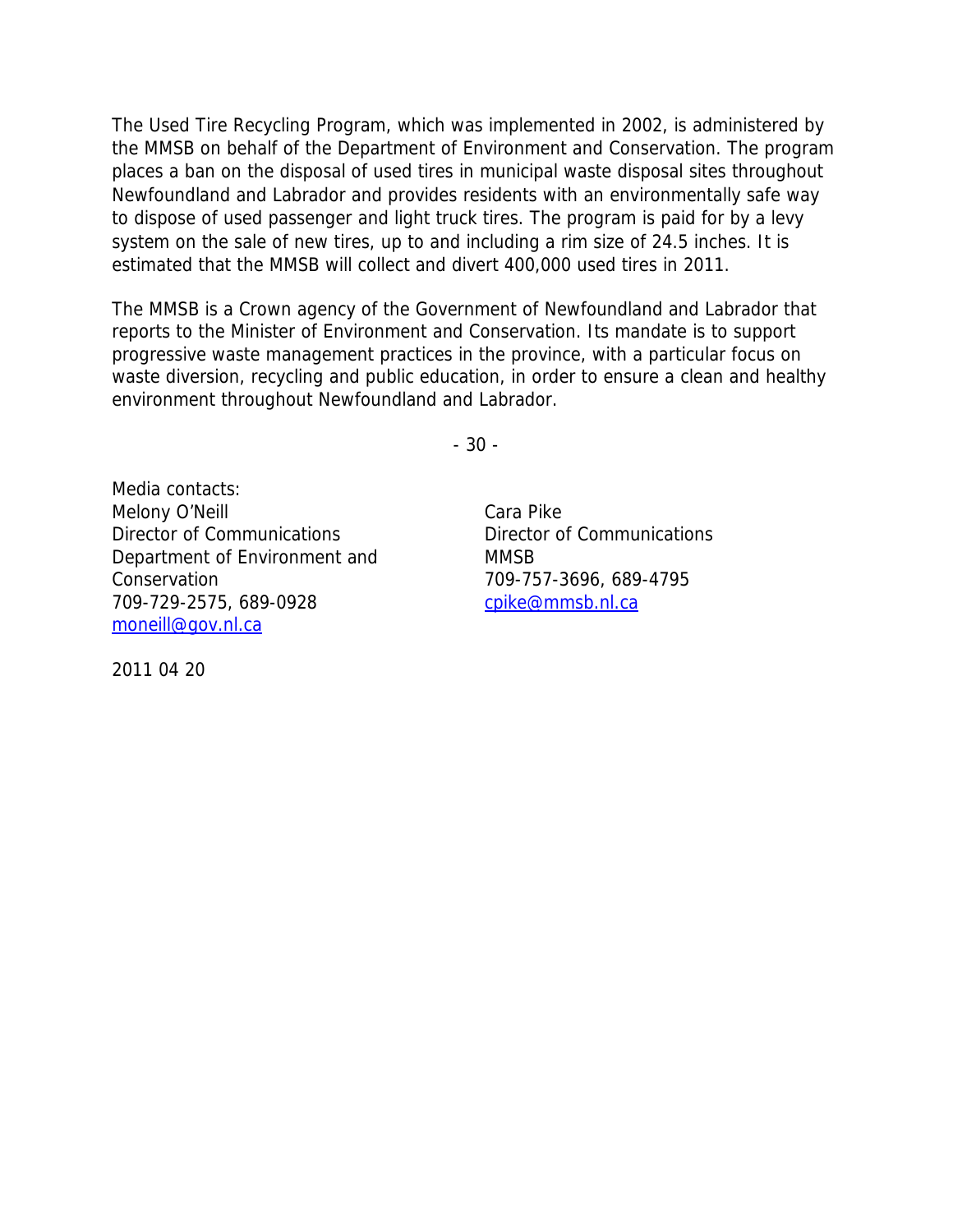The Used Tire Recycling Program, which was implemented in 2002, is administered by the MMSB on behalf of the Department of Environment and Conservation. The program places a ban on the disposal of used tires in municipal waste disposal sites throughout Newfoundland and Labrador and provides residents with an environmentally safe way to dispose of used passenger and light truck tires. The program is paid for by a levy system on the sale of new tires, up to and including a rim size of 24.5 inches. It is estimated that the MMSB will collect and divert 400,000 used tires in 2011.

The MMSB is a Crown agency of the Government of Newfoundland and Labrador that reports to the Minister of Environment and Conservation. Its mandate is to support progressive waste management practices in the province, with a particular focus on waste diversion, recycling and public education, in order to ensure a clean and healthy environment throughout Newfoundland and Labrador.

\- 30 -

Media contacts:

Melony O'Neill
Director of Communications
Department of Environment and Conservation
709-729-2575, 689-0928
moneill@gov.nl.ca

Cara Pike
Director of Communications
MMSB
709-757-3696, 689-4795
cpike@mmsb.nl.ca

2011 04 20